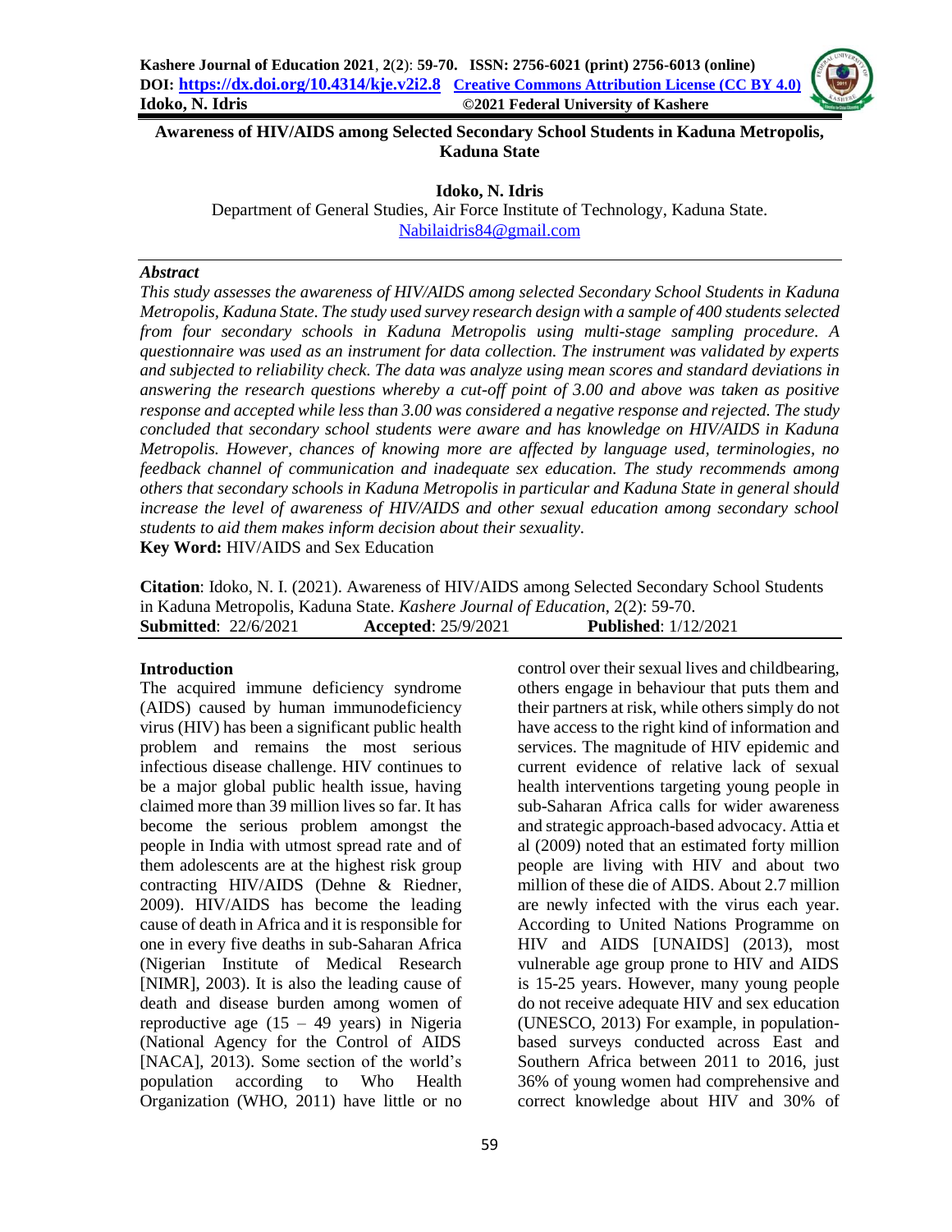# Awareness of HIV/AIDS among Selected Secondary School Students in Kaduna Metropolis, Kaduna State

**Idoko, N. Idris**
Department of General Studies, Air Force Institute of Technology, Kaduna State.
Nabilaidris84@gmail.com

### *Abstract*

*This study assesses the awareness of HIV/AIDS among selected Secondary School Students in Kaduna Metropolis, Kaduna State. The study used survey research design with a sample of 400 students selected from four secondary schools in Kaduna Metropolis using multi-stage sampling procedure. A questionnaire was used as an instrument for data collection. The instrument was validated by experts and subjected to reliability check. The data was analyze using mean scores and standard deviations in answering the research questions whereby a cut-off point of 3.00 and above was taken as positive response and accepted while less than 3.00 was considered a negative response and rejected. The study concluded that secondary school students were aware and has knowledge on HIV/AIDS in Kaduna Metropolis. However, chances of knowing more are affected by language used, terminologies, no feedback channel of communication and inadequate sex education. The study recommends among others that secondary schools in Kaduna Metropolis in particular and Kaduna State in general should increase the level of awareness of HIV/AIDS and other sexual education among secondary school students to aid them makes inform decision about their sexuality.*

**Key Word:** HIV/AIDS and Sex Education

**Citation**: Idoko, N. I. (2021). Awareness of HIV/AIDS among Selected Secondary School Students in Kaduna Metropolis, Kaduna State. *Kashere Journal of Education*, 2(2): 59-70.

**Submitted**: 22/6/2021 **Accepted**: 25/9/2021 **Published**: 1/12/2021

## Introduction

The acquired immune deficiency syndrome (AIDS) caused by human immunodeficiency virus (HIV) has been a significant public health problem and remains the most serious infectious disease challenge. HIV continues to be a major global public health issue, having claimed more than 39 million lives so far. It has become the serious problem amongst the people in India with utmost spread rate and of them adolescents are at the highest risk group contracting HIV/AIDS (Dehne & Riedner, 2009). HIV/AIDS has become the leading cause of death in Africa and it is responsible for one in every five deaths in sub-Saharan Africa (Nigerian Institute of Medical Research [NIMR], 2003). It is also the leading cause of death and disease burden among women of reproductive age (15 – 49 years) in Nigeria (National Agency for the Control of AIDS [NACA], 2013). Some section of the world's population according to Who Health Organization (WHO, 2011) have little or no control over their sexual lives and childbearing, others engage in behaviour that puts them and their partners at risk, while others simply do not have access to the right kind of information and services. The magnitude of HIV epidemic and current evidence of relative lack of sexual health interventions targeting young people in sub-Saharan Africa calls for wider awareness and strategic approach-based advocacy. Attia et al (2009) noted that an estimated forty million people are living with HIV and about two million of these die of AIDS. About 2.7 million are newly infected with the virus each year. According to United Nations Programme on HIV and AIDS [UNAIDS] (2013), most vulnerable age group prone to HIV and AIDS is 15-25 years. However, many young people do not receive adequate HIV and sex education (UNESCO, 2013) For example, in population-based surveys conducted across East and Southern Africa between 2011 to 2016, just 36% of young women had comprehensive and correct knowledge about HIV and 30% of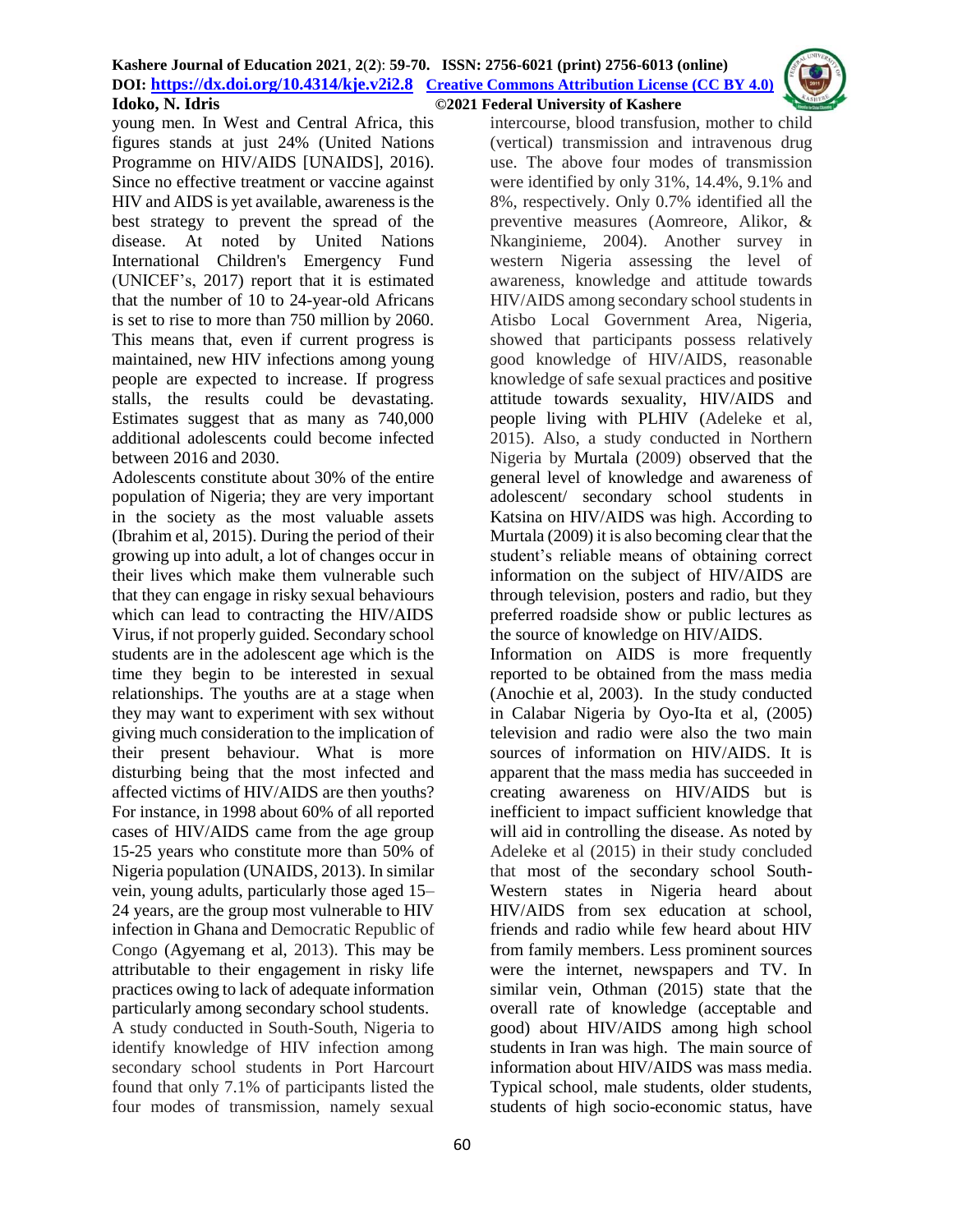young men. In West and Central Africa, this figures stands at just 24% (United Nations Programme on HIV/AIDS [UNAIDS], 2016). Since no effective treatment or vaccine against HIV and AIDS is yet available, awareness is the best strategy to prevent the spread of the disease. At noted by United Nations International Children's Emergency Fund (UNICEF's, 2017) report that it is estimated that the number of 10 to 24-year-old Africans is set to rise to more than 750 million by 2060. This means that, even if current progress is maintained, new HIV infections among young people are expected to increase. If progress stalls, the results could be devastating. Estimates suggest that as many as 740,000 additional adolescents could become infected between 2016 and 2030.

Adolescents constitute about 30% of the entire population of Nigeria; they are very important in the society as the most valuable assets (Ibrahim et al, 2015). During the period of their growing up into adult, a lot of changes occur in their lives which make them vulnerable such that they can engage in risky sexual behaviours which can lead to contracting the HIV/AIDS Virus, if not properly guided. Secondary school students are in the adolescent age which is the time they begin to be interested in sexual relationships. The youths are at a stage when they may want to experiment with sex without giving much consideration to the implication of their present behaviour. What is more disturbing being that the most infected and affected victims of HIV/AIDS are then youths? For instance, in 1998 about 60% of all reported cases of HIV/AIDS came from the age group 15-25 years who constitute more than 50% of Nigeria population (UNAIDS, 2013). In similar vein, young adults, particularly those aged 15–24 years, are the group most vulnerable to HIV infection in Ghana and Democratic Republic of Congo (Agyemang et al, 2013). This may be attributable to their engagement in risky life practices owing to lack of adequate information particularly among secondary school students.

A study conducted in South-South, Nigeria to identify knowledge of HIV infection among secondary school students in Port Harcourt found that only 7.1% of participants listed the four modes of transmission, namely sexual intercourse, blood transfusion, mother to child (vertical) transmission and intravenous drug use. The above four modes of transmission were identified by only 31%, 14.4%, 9.1% and 8%, respectively. Only 0.7% identified all the preventive measures (Aomreore, Alikor, & Nkanginieme, 2004). Another survey in western Nigeria assessing the level of awareness, knowledge and attitude towards HIV/AIDS among secondary school students in Atisbo Local Government Area, Nigeria, showed that participants possess relatively good knowledge of HIV/AIDS, reasonable knowledge of safe sexual practices and positive attitude towards sexuality, HIV/AIDS and people living with PLHIV (Adeleke et al, 2015). Also, a study conducted in Northern Nigeria by Murtala (2009) observed that the general level of knowledge and awareness of adolescent/ secondary school students in Katsina on HIV/AIDS was high. According to Murtala (2009) it is also becoming clear that the student's reliable means of obtaining correct information on the subject of HIV/AIDS are through television, posters and radio, but they preferred roadside show or public lectures as the source of knowledge on HIV/AIDS.

Information on AIDS is more frequently reported to be obtained from the mass media (Anochie et al, 2003). In the study conducted in Calabar Nigeria by Oyo-Ita et al, (2005) television and radio were also the two main sources of information on HIV/AIDS. It is apparent that the mass media has succeeded in creating awareness on HIV/AIDS but is inefficient to impact sufficient knowledge that will aid in controlling the disease. As noted by Adeleke et al (2015) in their study concluded that most of the secondary school South-Western states in Nigeria heard about HIV/AIDS from sex education at school, friends and radio while few heard about HIV from family members. Less prominent sources were the internet, newspapers and TV. In similar vein, Othman (2015) state that the overall rate of knowledge (acceptable and good) about HIV/AIDS among high school students in Iran was high. The main source of information about HIV/AIDS was mass media. Typical school, male students, older students, students of high socio-economic status, have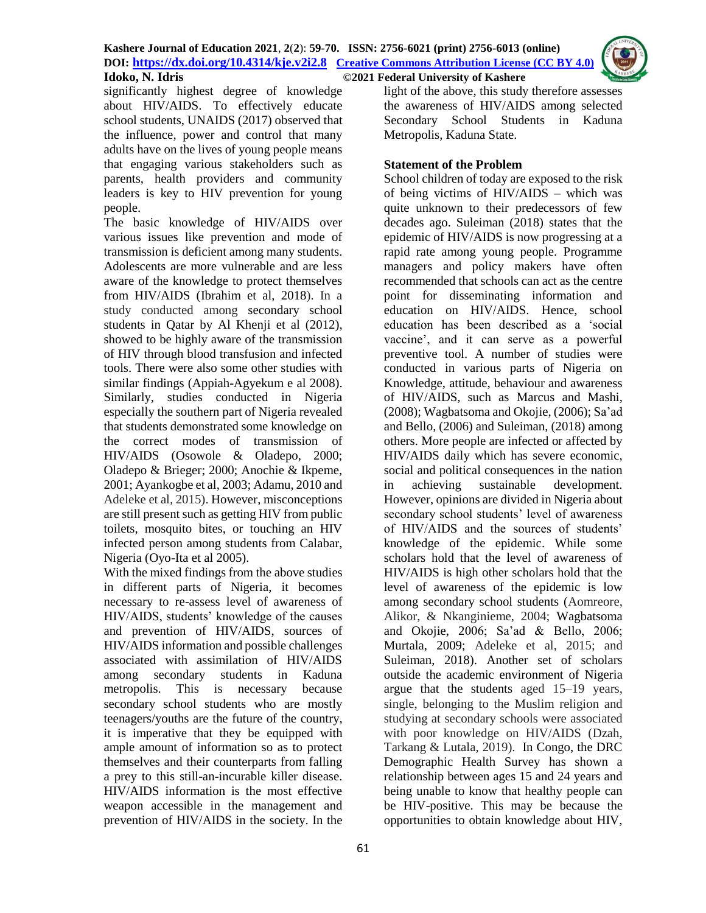significantly highest degree of knowledge about HIV/AIDS. To effectively educate school students, UNAIDS (2017) observed that the influence, power and control that many adults have on the lives of young people means that engaging various stakeholders such as parents, health providers and community leaders is key to HIV prevention for young people.

The basic knowledge of HIV/AIDS over various issues like prevention and mode of transmission is deficient among many students. Adolescents are more vulnerable and are less aware of the knowledge to protect themselves from HIV/AIDS (Ibrahim et al, 2018). In a study conducted among secondary school students in Qatar by Al Khenji et al (2012), showed to be highly aware of the transmission of HIV through blood transfusion and infected tools. There were also some other studies with similar findings (Appiah-Agyekum e al 2008). Similarly, studies conducted in Nigeria especially the southern part of Nigeria revealed that students demonstrated some knowledge on the correct modes of transmission of HIV/AIDS (Osowole & Oladepo, 2000; Oladepo & Brieger; 2000; Anochie & Ikpeme, 2001; Ayankogbe et al, 2003; Adamu, 2010 and Adeleke et al, 2015). However, misconceptions are still present such as getting HIV from public toilets, mosquito bites, or touching an HIV infected person among students from Calabar, Nigeria (Oyo-Ita et al 2005).

With the mixed findings from the above studies in different parts of Nigeria, it becomes necessary to re-assess level of awareness of HIV/AIDS, students' knowledge of the causes and prevention of HIV/AIDS, sources of HIV/AIDS information and possible challenges associated with assimilation of HIV/AIDS among secondary students in Kaduna metropolis. This is necessary because secondary school students who are mostly teenagers/youths are the future of the country, it is imperative that they be equipped with ample amount of information so as to protect themselves and their counterparts from falling a prey to this still-an-incurable killer disease. HIV/AIDS information is the most effective weapon accessible in the management and prevention of HIV/AIDS in the society. In the light of the above, this study therefore assesses the awareness of HIV/AIDS among selected Secondary School Students in Kaduna Metropolis, Kaduna State.

**Statement of the Problem**

School children of today are exposed to the risk of being victims of HIV/AIDS – which was quite unknown to their predecessors of few decades ago. Suleiman (2018) states that the epidemic of HIV/AIDS is now progressing at a rapid rate among young people. Programme managers and policy makers have often recommended that schools can act as the centre point for disseminating information and education on HIV/AIDS. Hence, school education has been described as a 'social vaccine', and it can serve as a powerful preventive tool. A number of studies were conducted in various parts of Nigeria on Knowledge, attitude, behaviour and awareness of HIV/AIDS, such as Marcus and Mashi, (2008); Wagbatsoma and Okojie, (2006); Sa'ad and Bello, (2006) and Suleiman, (2018) among others. More people are infected or affected by HIV/AIDS daily which has severe economic, social and political consequences in the nation in achieving sustainable development. However, opinions are divided in Nigeria about secondary school students' level of awareness of HIV/AIDS and the sources of students' knowledge of the epidemic. While some scholars hold that the level of awareness of HIV/AIDS is high other scholars hold that the level of awareness of the epidemic is low among secondary school students (Aomreore, Alikor, & Nkanginieme, 2004; Wagbatsoma and Okojie, 2006; Sa'ad & Bello, 2006; Murtala, 2009; Adeleke et al, 2015; and Suleiman, 2018). Another set of scholars outside the academic environment of Nigeria argue that the students aged 15–19 years, single, belonging to the Muslim religion and studying at secondary schools were associated with poor knowledge on HIV/AIDS (Dzah, Tarkang & Lutala, 2019). In Congo, the DRC Demographic Health Survey has shown a relationship between ages 15 and 24 years and being unable to know that healthy people can be HIV-positive. This may be because the opportunities to obtain knowledge about HIV,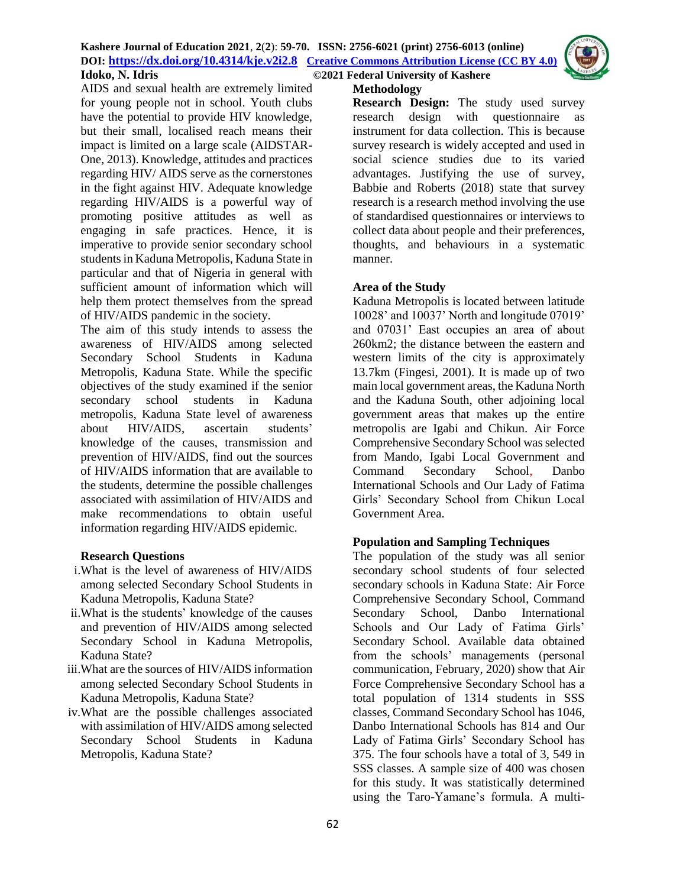AIDS and sexual health are extremely limited for young people not in school. Youth clubs have the potential to provide HIV knowledge, but their small, localised reach means their impact is limited on a large scale (AIDSTAR-One, 2013). Knowledge, attitudes and practices regarding HIV/ AIDS serve as the cornerstones in the fight against HIV. Adequate knowledge regarding HIV/AIDS is a powerful way of promoting positive attitudes as well as engaging in safe practices. Hence, it is imperative to provide senior secondary school students in Kaduna Metropolis, Kaduna State in particular and that of Nigeria in general with sufficient amount of information which will help them protect themselves from the spread of HIV/AIDS pandemic in the society.

The aim of this study intends to assess the awareness of HIV/AIDS among selected Secondary School Students in Kaduna Metropolis, Kaduna State. While the specific objectives of the study examined if the senior secondary school students in Kaduna metropolis, Kaduna State level of awareness about HIV/AIDS, ascertain students' knowledge of the causes, transmission and prevention of HIV/AIDS, find out the sources of HIV/AIDS information that are available to the students, determine the possible challenges associated with assimilation of HIV/AIDS and make recommendations to obtain useful information regarding HIV/AIDS epidemic.

**Research Questions**

i. What is the level of awareness of HIV/AIDS among selected Secondary School Students in Kaduna Metropolis, Kaduna State?
ii. What is the students' knowledge of the causes and prevention of HIV/AIDS among selected Secondary School in Kaduna Metropolis, Kaduna State?
iii. What are the sources of HIV/AIDS information among selected Secondary School Students in Kaduna Metropolis, Kaduna State?
iv. What are the possible challenges associated with assimilation of HIV/AIDS among selected Secondary School Students in Kaduna Metropolis, Kaduna State?

**Methodology**

**Research Design:** The study used survey research design with questionnaire as instrument for data collection. This is because survey research is widely accepted and used in social science studies due to its varied advantages. Justifying the use of survey, Babbie and Roberts (2018) state that survey research is a research method involving the use of standardised questionnaires or interviews to collect data about people and their preferences, thoughts, and behaviours in a systematic manner.

**Area of the Study**

Kaduna Metropolis is located between latitude 10028' and 10037' North and longitude 07019' and 07031' East occupies an area of about 260km2; the distance between the eastern and western limits of the city is approximately 13.7km (Fingesi, 2001). It is made up of two main local government areas, the Kaduna North and the Kaduna South, other adjoining local government areas that makes up the entire metropolis are Igabi and Chikun. Air Force Comprehensive Secondary School was selected from Mando, Igabi Local Government and Command Secondary School, Danbo International Schools and Our Lady of Fatima Girls' Secondary School from Chikun Local Government Area.

**Population and Sampling Techniques**

The population of the study was all senior secondary school students of four selected secondary schools in Kaduna State: Air Force Comprehensive Secondary School, Command Secondary School, Danbo International Schools and Our Lady of Fatima Girls' Secondary School. Available data obtained from the schools' managements (personal communication, February, 2020) show that Air Force Comprehensive Secondary School has a total population of 1314 students in SSS classes, Command Secondary School has 1046, Danbo International Schools has 814 and Our Lady of Fatima Girls' Secondary School has 375. The four schools have a total of 3, 549 in SSS classes. A sample size of 400 was chosen for this study. It was statistically determined using the Taro-Yamane's formula. A multi-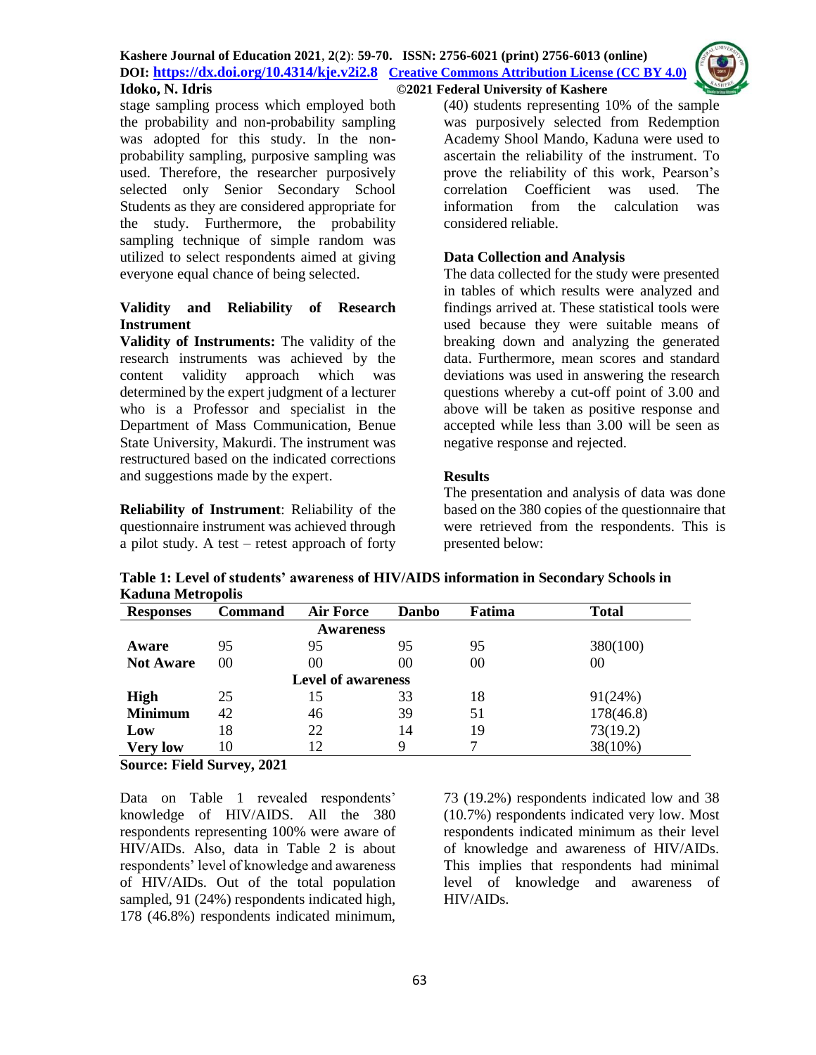stage sampling process which employed both the probability and non-probability sampling was adopted for this study. In the non-probability sampling, purposive sampling was used. Therefore, the researcher purposively selected only Senior Secondary School Students as they are considered appropriate for the study. Furthermore, the probability sampling technique of simple random was utilized to select respondents aimed at giving everyone equal chance of being selected.

### Validity and Reliability of Research Instrument

**Validity of Instruments:** The validity of the research instruments was achieved by the content validity approach which was determined by the expert judgment of a lecturer who is a Professor and specialist in the Department of Mass Communication, Benue State University, Makurdi. The instrument was restructured based on the indicated corrections and suggestions made by the expert.

**Reliability of Instrument**: Reliability of the questionnaire instrument was achieved through a pilot study. A test – retest approach of forty (40) students representing 10% of the sample was purposively selected from Redemption Academy Shool Mando, Kaduna were used to ascertain the reliability of the instrument. To prove the reliability of this work, Pearson's correlation Coefficient was used. The information from the calculation was considered reliable.

### Data Collection and Analysis

The data collected for the study were presented in tables of which results were analyzed and findings arrived at. These statistical tools were used because they were suitable means of breaking down and analyzing the generated data. Furthermore, mean scores and standard deviations was used in answering the research questions whereby a cut-off point of 3.00 and above will be taken as positive response and accepted while less than 3.00 will be seen as negative response and rejected.

### Results

The presentation and analysis of data was done based on the 380 copies of the questionnaire that were retrieved from the respondents. This is presented below:

**Table 1: Level of students' awareness of HIV/AIDS information in Secondary Schools in Kaduna Metropolis**

| Responses | Command | Air Force | Danbo | Fatima | Total |
|---|---|---|---|---|---|
| | | **Awareness** | | | |
| **Aware** | 95 | 95 | 95 | 95 | 380(100) |
| **Not Aware** | 00 | 00 | 00 | 00 | 00 |
| | | **Level of awareness** | | | |
| **High** | 25 | 15 | 33 | 18 | 91(24%) |
| **Minimum** | 42 | 46 | 39 | 51 | 178(46.8) |
| **Low** | 18 | 22 | 14 | 19 | 73(19.2) |
| **Very low** | 10 | 12 | 9 | 7 | 38(10%) |

**Source: Field Survey, 2021**

Data on Table 1 revealed respondents' knowledge of HIV/AIDS. All the 380 respondents representing 100% were aware of HIV/AIDs. Also, data in Table 2 is about respondents' level of knowledge and awareness of HIV/AIDs. Out of the total population sampled, 91 (24%) respondents indicated high, 178 (46.8%) respondents indicated minimum, 73 (19.2%) respondents indicated low and 38 (10.7%) respondents indicated very low. Most respondents indicated minimum as their level of knowledge and awareness of HIV/AIDs. This implies that respondents had minimal level of knowledge and awareness of HIV/AIDs.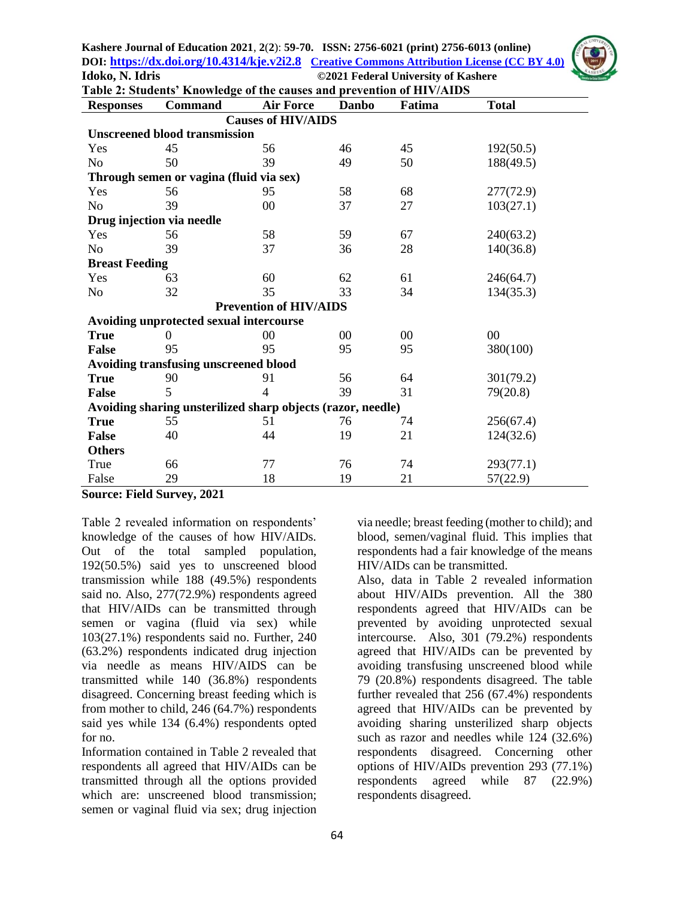**Table 2: Students' Knowledge of the causes and prevention of HIV/AIDS**

| Responses | Command | Air Force | Danbo | Fatima | Total |
|---|---|---|---|---|---|
| | | **Causes of HIV/AIDS** | | | |
| **Unscreened blood transmission** | | | | | |
| Yes | 45 | 56 | 46 | 45 | 192(50.5) |
| No | 50 | 39 | 49 | 50 | 188(49.5) |
| **Through semen or vagina (fluid via sex)** | | | | | |
| Yes | 56 | 95 | 58 | 68 | 277(72.9) |
| No | 39 | 00 | 37 | 27 | 103(27.1) |
| **Drug injection via needle** | | | | | |
| Yes | 56 | 58 | 59 | 67 | 240(63.2) |
| No | 39 | 37 | 36 | 28 | 140(36.8) |
| **Breast Feeding** | | | | | |
| Yes | 63 | 60 | 62 | 61 | 246(64.7) |
| No | 32 | 35 | 33 | 34 | 134(35.3) |
| | | **Prevention of HIV/AIDS** | | | |
| **Avoiding unprotected sexual intercourse** | | | | | |
| **True** | 0 | 00 | 00 | 00 | 00 |
| **False** | 95 | 95 | 95 | 95 | 380(100) |
| **Avoiding transfusing unscreened blood** | | | | | |
| **True** | 90 | 91 | 56 | 64 | 301(79.2) |
| **False** | 5 | 4 | 39 | 31 | 79(20.8) |
| **Avoiding sharing unsterilized sharp objects (razor, needle)** | | | | | |
| **True** | 55 | 51 | 76 | 74 | 256(67.4) |
| **False** | 40 | 44 | 19 | 21 | 124(32.6) |
| **Others** | | | | | |
| True | 66 | 77 | 76 | 74 | 293(77.1) |
| False | 29 | 18 | 19 | 21 | 57(22.9) |

**Source: Field Survey, 2021**

Table 2 revealed information on respondents' knowledge of the causes of how HIV/AIDs. Out of the total sampled population, 192(50.5%) said yes to unscreened blood transmission while 188 (49.5%) respondents said no. Also, 277(72.9%) respondents agreed that HIV/AIDs can be transmitted through semen or vagina (fluid via sex) while 103(27.1%) respondents said no. Further, 240 (63.2%) respondents indicated drug injection via needle as means HIV/AIDS can be transmitted while 140 (36.8%) respondents disagreed. Concerning breast feeding which is from mother to child, 246 (64.7%) respondents said yes while 134 (6.4%) respondents opted for no.

Information contained in Table 2 revealed that respondents all agreed that HIV/AIDs can be transmitted through all the options provided which are: unscreened blood transmission; semen or vaginal fluid via sex; drug injection via needle; breast feeding (mother to child); and blood, semen/vaginal fluid. This implies that respondents had a fair knowledge of the means HIV/AIDs can be transmitted.

Also, data in Table 2 revealed information about HIV/AIDs prevention. All the 380 respondents agreed that HIV/AIDs can be prevented by avoiding unprotected sexual intercourse. Also, 301 (79.2%) respondents agreed that HIV/AIDs can be prevented by avoiding transfusing unscreened blood while 79 (20.8%) respondents disagreed. The table further revealed that 256 (67.4%) respondents agreed that HIV/AIDs can be prevented by avoiding sharing unsterilized sharp objects such as razor and needles while 124 (32.6%) respondents disagreed. Concerning other options of HIV/AIDs prevention 293 (77.1%) respondents agreed while 87 (22.9%) respondents disagreed.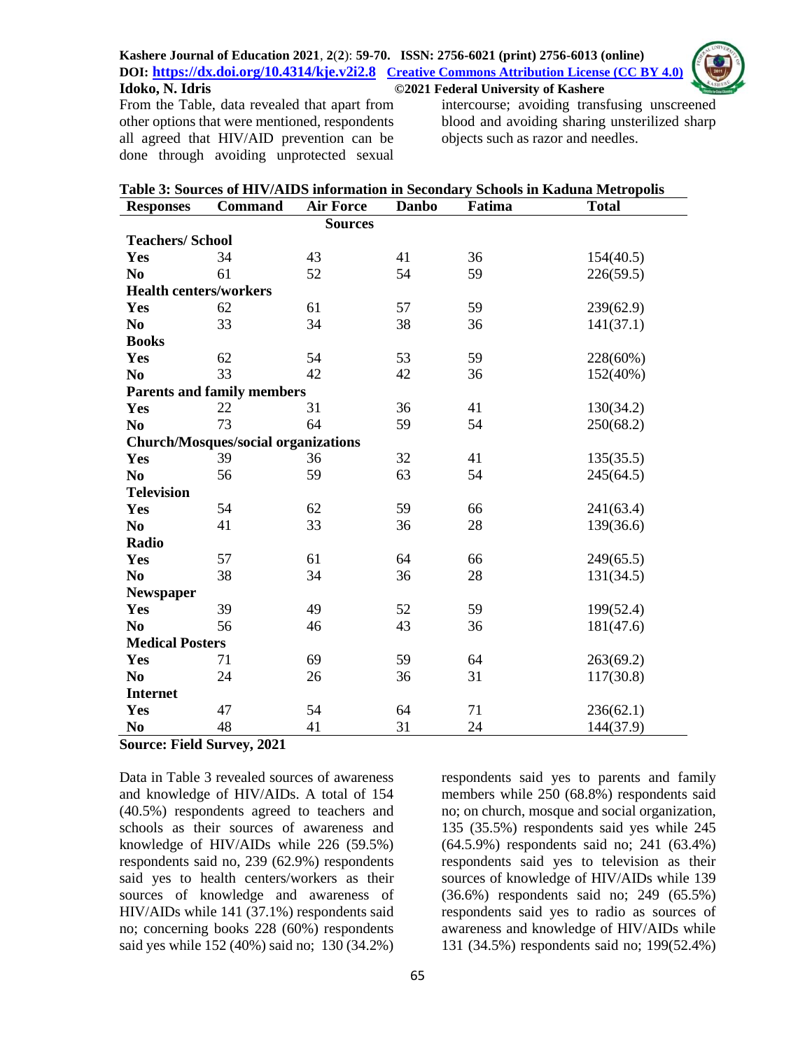From the Table, data revealed that apart from other options that were mentioned, respondents all agreed that HIV/AID prevention can be done through avoiding unprotected sexual intercourse; avoiding transfusing unscreened blood and avoiding sharing unsterilized sharp objects such as razor and needles.

**Table 3: Sources of HIV/AIDS information in Secondary Schools in Kaduna Metropolis**

| Responses | Command | Air Force | Danbo | Fatima | Total |
|---|---|---|---|---|---|
| | | **Sources** | | | |
| **Teachers/ School** | | | | | |
| **Yes** | 34 | 43 | 41 | 36 | 154(40.5) |
| **No** | 61 | 52 | 54 | 59 | 226(59.5) |
| **Health centers/workers** | | | | | |
| **Yes** | 62 | 61 | 57 | 59 | 239(62.9) |
| **No** | 33 | 34 | 38 | 36 | 141(37.1) |
| **Books** | | | | | |
| **Yes** | 62 | 54 | 53 | 59 | 228(60%) |
| **No** | 33 | 42 | 42 | 36 | 152(40%) |
| **Parents and family members** | | | | | |
| **Yes** | 22 | 31 | 36 | 41 | 130(34.2) |
| **No** | 73 | 64 | 59 | 54 | 250(68.2) |
| **Church/Mosques/social organizations** | | | | | |
| **Yes** | 39 | 36 | 32 | 41 | 135(35.5) |
| **No** | 56 | 59 | 63 | 54 | 245(64.5) |
| **Television** | | | | | |
| **Yes** | 54 | 62 | 59 | 66 | 241(63.4) |
| **No** | 41 | 33 | 36 | 28 | 139(36.6) |
| **Radio** | | | | | |
| **Yes** | 57 | 61 | 64 | 66 | 249(65.5) |
| **No** | 38 | 34 | 36 | 28 | 131(34.5) |
| **Newspaper** | | | | | |
| **Yes** | 39 | 49 | 52 | 59 | 199(52.4) |
| **No** | 56 | 46 | 43 | 36 | 181(47.6) |
| **Medical Posters** | | | | | |
| **Yes** | 71 | 69 | 59 | 64 | 263(69.2) |
| **No** | 24 | 26 | 36 | 31 | 117(30.8) |
| **Internet** | | | | | |
| **Yes** | 47 | 54 | 64 | 71 | 236(62.1) |
| **No** | 48 | 41 | 31 | 24 | 144(37.9) |

**Source: Field Survey, 2021**

Data in Table 3 revealed sources of awareness and knowledge of HIV/AIDs. A total of 154 (40.5%) respondents agreed to teachers and schools as their sources of awareness and knowledge of HIV/AIDs while 226 (59.5%) respondents said no, 239 (62.9%) respondents said yes to health centers/workers as their sources of knowledge and awareness of HIV/AIDs while 141 (37.1%) respondents said no; concerning books 228 (60%) respondents said yes while 152 (40%) said no; 130 (34.2%) respondents said yes to parents and family members while 250 (68.8%) respondents said no; on church, mosque and social organization, 135 (35.5%) respondents said yes while 245 (64.5.9%) respondents said no; 241 (63.4%) respondents said yes to television as their sources of knowledge of HIV/AIDs while 139 (36.6%) respondents said no; 249 (65.5%) respondents said yes to radio as sources of awareness and knowledge of HIV/AIDs while 131 (34.5%) respondents said no; 199(52.4%)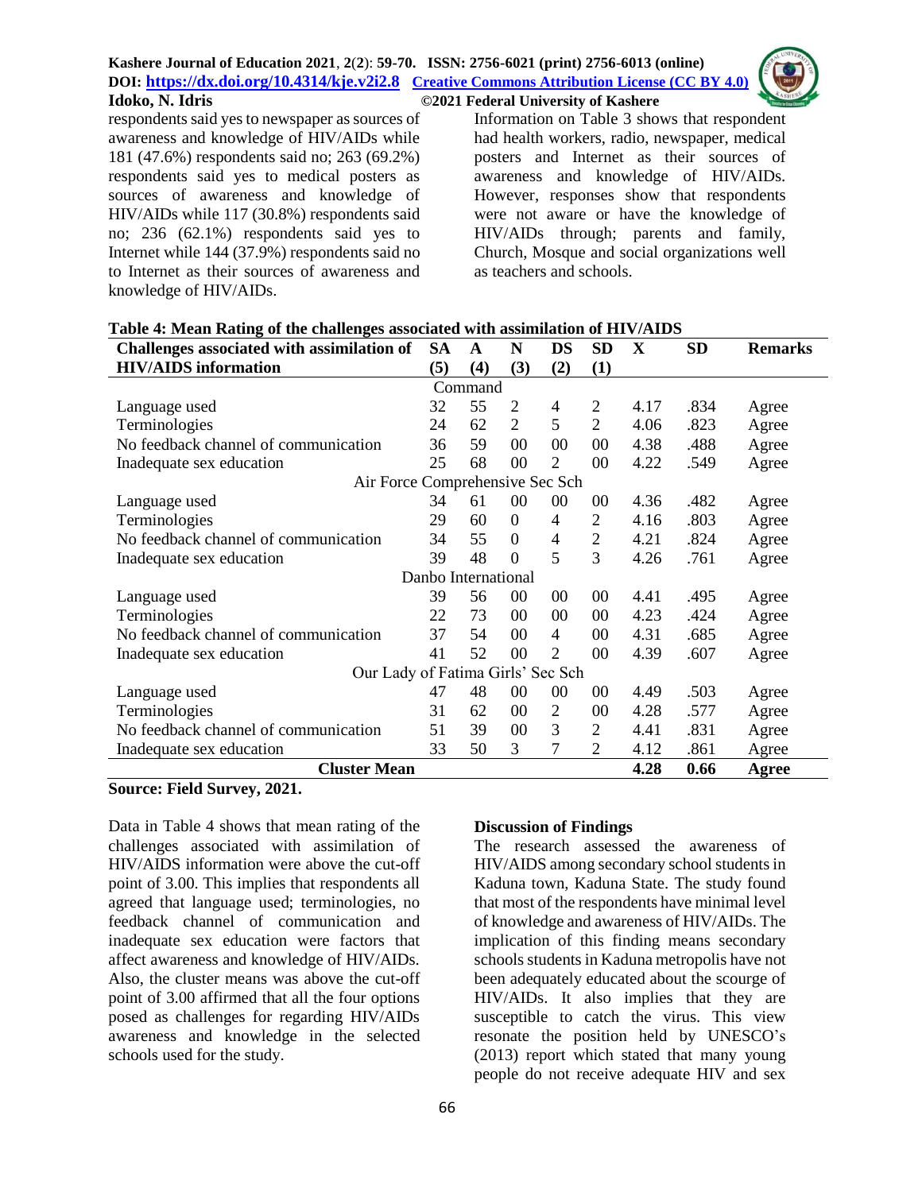respondents said yes to newspaper as sources of awareness and knowledge of HIV/AIDs while 181 (47.6%) respondents said no; 263 (69.2%) respondents said yes to medical posters as sources of awareness and knowledge of HIV/AIDs while 117 (30.8%) respondents said no; 236 (62.1%) respondents said yes to Internet while 144 (37.9%) respondents said no to Internet as their sources of awareness and knowledge of HIV/AIDs.

Information on Table 3 shows that respondent had health workers, radio, newspaper, medical posters and Internet as their sources of awareness and knowledge of HIV/AIDs. However, responses show that respondents were not aware or have the knowledge of HIV/AIDs through; parents and family, Church, Mosque and social organizations well as teachers and schools.

**Table 4: Mean Rating of the challenges associated with assimilation of HIV/AIDS**

| Challenges associated with assimilation of HIV/AIDS information | SA (5) | A (4) | N (3) | DS (2) | SD (1) | X | SD | Remarks |
|---|---|---|---|---|---|---|---|---|
| **Command** | | | | | | | | |
| Language used | 32 | 55 | 2 | 4 | 2 | 4.17 | .834 | Agree |
| Terminologies | 24 | 62 | 2 | 5 | 2 | 4.06 | .823 | Agree |
| No feedback channel of communication | 36 | 59 | 00 | 00 | 00 | 4.38 | .488 | Agree |
| Inadequate sex education | 25 | 68 | 00 | 2 | 00 | 4.22 | .549 | Agree |
| **Air Force Comprehensive Sec Sch** | | | | | | | | |
| Language used | 34 | 61 | 00 | 00 | 00 | 4.36 | .482 | Agree |
| Terminologies | 29 | 60 | 0 | 4 | 2 | 4.16 | .803 | Agree |
| No feedback channel of communication | 34 | 55 | 0 | 4 | 2 | 4.21 | .824 | Agree |
| Inadequate sex education | 39 | 48 | 0 | 5 | 3 | 4.26 | .761 | Agree |
| **Danbo International** | | | | | | | | |
| Language used | 39 | 56 | 00 | 00 | 00 | 4.41 | .495 | Agree |
| Terminologies | 22 | 73 | 00 | 00 | 00 | 4.23 | .424 | Agree |
| No feedback channel of communication | 37 | 54 | 00 | 4 | 00 | 4.31 | .685 | Agree |
| Inadequate sex education | 41 | 52 | 00 | 2 | 00 | 4.39 | .607 | Agree |
| **Our Lady of Fatima Girls' Sec Sch** | | | | | | | | |
| Language used | 47 | 48 | 00 | 00 | 00 | 4.49 | .503 | Agree |
| Terminologies | 31 | 62 | 00 | 2 | 00 | 4.28 | .577 | Agree |
| No feedback channel of communication | 51 | 39 | 00 | 3 | 2 | 4.41 | .831 | Agree |
| Inadequate sex education | 33 | 50 | 3 | 7 | 2 | 4.12 | .861 | Agree |
| **Cluster Mean** | | | | | | **4.28** | **0.66** | **Agree** |

**Source: Field Survey, 2021.**

Data in Table 4 shows that mean rating of the challenges associated with assimilation of HIV/AIDS information were above the cut-off point of 3.00. This implies that respondents all agreed that language used; terminologies, no feedback channel of communication and inadequate sex education were factors that affect awareness and knowledge of HIV/AIDs. Also, the cluster means was above the cut-off point of 3.00 affirmed that all the four options posed as challenges for regarding HIV/AIDs awareness and knowledge in the selected schools used for the study.

### Discussion of Findings

The research assessed the awareness of HIV/AIDS among secondary school students in Kaduna town, Kaduna State. The study found that most of the respondents have minimal level of knowledge and awareness of HIV/AIDs. The implication of this finding means secondary schools students in Kaduna metropolis have not been adequately educated about the scourge of HIV/AIDs. It also implies that they are susceptible to catch the virus. This view resonate the position held by UNESCO's (2013) report which stated that many young people do not receive adequate HIV and sex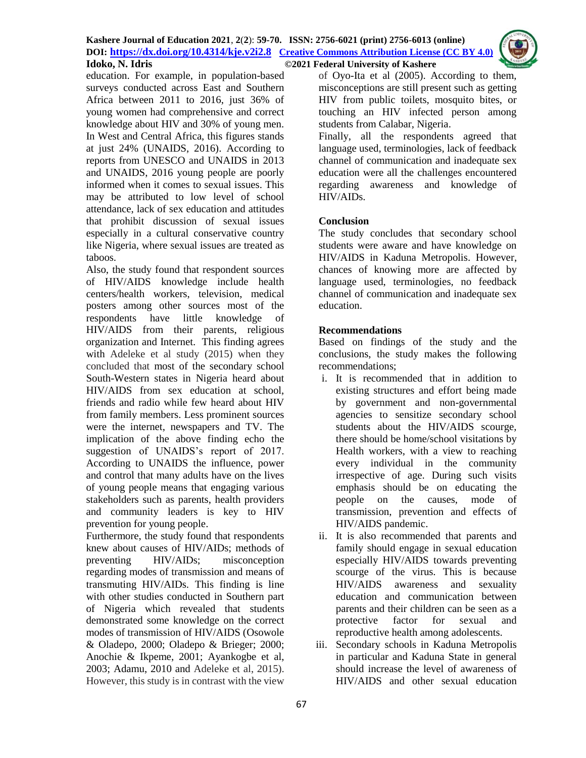education. For example, in population-based surveys conducted across East and Southern Africa between 2011 to 2016, just 36% of young women had comprehensive and correct knowledge about HIV and 30% of young men. In West and Central Africa, this figures stands at just 24% (UNAIDS, 2016). According to reports from UNESCO and UNAIDS in 2013 and UNAIDS, 2016 young people are poorly informed when it comes to sexual issues. This may be attributed to low level of school attendance, lack of sex education and attitudes that prohibit discussion of sexual issues especially in a cultural conservative country like Nigeria, where sexual issues are treated as taboos.

Also, the study found that respondent sources of HIV/AIDS knowledge include health centers/health workers, television, medical posters among other sources most of the respondents have little knowledge of HIV/AIDS from their parents, religious organization and Internet. This finding agrees with Adeleke et al study (2015) when they concluded that most of the secondary school South-Western states in Nigeria heard about HIV/AIDS from sex education at school, friends and radio while few heard about HIV from family members. Less prominent sources were the internet, newspapers and TV. The implication of the above finding echo the suggestion of UNAIDS's report of 2017. According to UNAIDS the influence, power and control that many adults have on the lives of young people means that engaging various stakeholders such as parents, health providers and community leaders is key to HIV prevention for young people.

Furthermore, the study found that respondents knew about causes of HIV/AIDs; methods of preventing HIV/AIDs; misconception regarding modes of transmission and means of transmuting HIV/AIDs. This finding is line with other studies conducted in Southern part of Nigeria which revealed that students demonstrated some knowledge on the correct modes of transmission of HIV/AIDS (Osowole & Oladepo, 2000; Oladepo & Brieger; 2000; Anochie & Ikpeme, 2001; Ayankogbe et al, 2003; Adamu, 2010 and Adeleke et al, 2015). However, this study is in contrast with the view of Oyo-Ita et al (2005). According to them, misconceptions are still present such as getting HIV from public toilets, mosquito bites, or touching an HIV infected person among students from Calabar, Nigeria.

Finally, all the respondents agreed that language used, terminologies, lack of feedback channel of communication and inadequate sex education were all the challenges encountered regarding awareness and knowledge of HIV/AIDs.

## Conclusion

The study concludes that secondary school students were aware and have knowledge on HIV/AIDS in Kaduna Metropolis. However, chances of knowing more are affected by language used, terminologies, no feedback channel of communication and inadequate sex education.

## Recommendations

Based on findings of the study and the conclusions, the study makes the following recommendations;

i. It is recommended that in addition to existing structures and effort being made by government and non-governmental agencies to sensitize secondary school students about the HIV/AIDS scourge, there should be home/school visitations by Health workers, with a view to reaching every individual in the community irrespective of age. During such visits emphasis should be on educating the people on the causes, mode of transmission, prevention and effects of HIV/AIDS pandemic.
ii. It is also recommended that parents and family should engage in sexual education especially HIV/AIDS towards preventing scourge of the virus. This is because HIV/AIDS awareness and sexuality education and communication between parents and their children can be seen as a protective factor for sexual and reproductive health among adolescents.
iii. Secondary schools in Kaduna Metropolis in particular and Kaduna State in general should increase the level of awareness of HIV/AIDS and other sexual education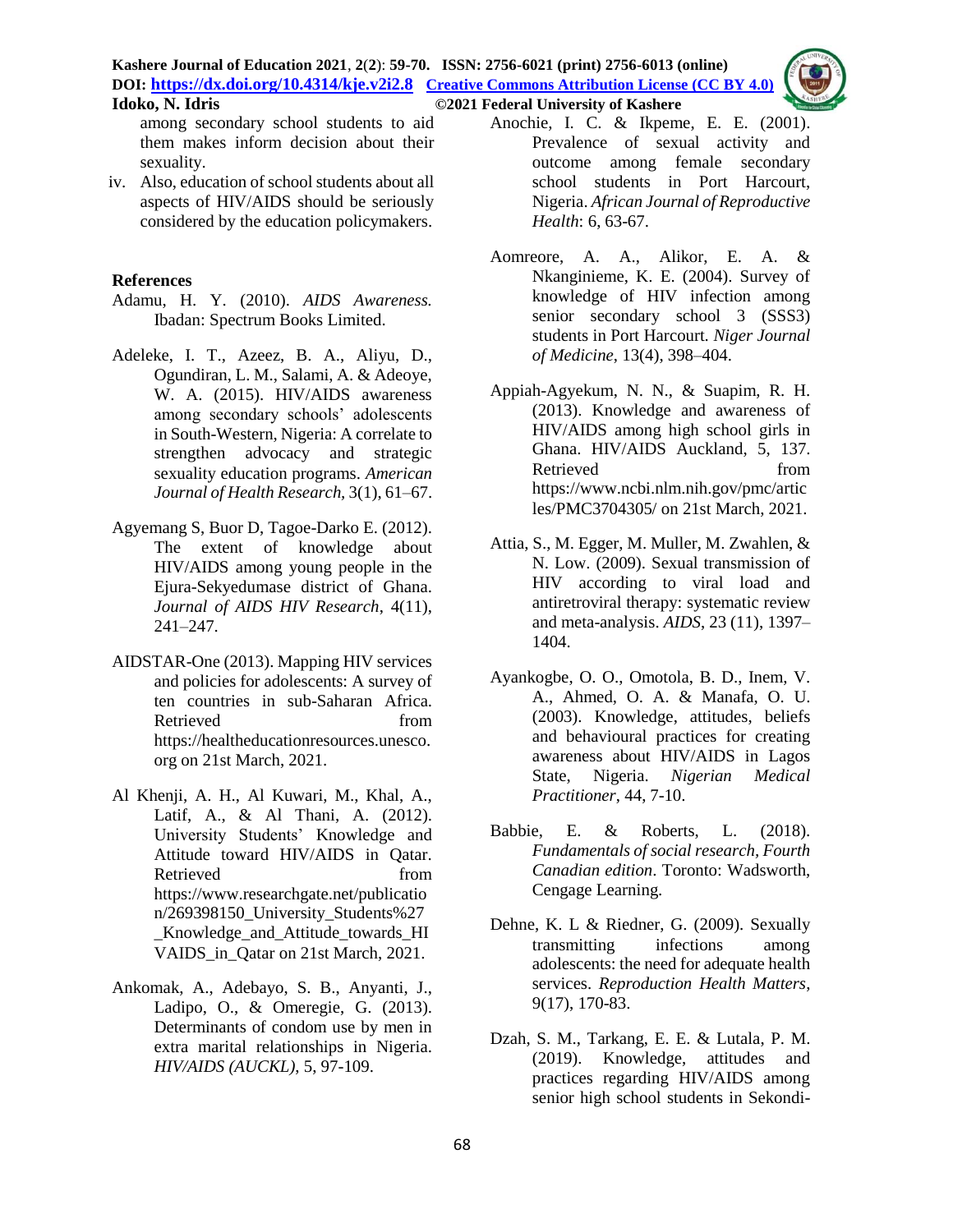among secondary school students to aid them makes inform decision about their sexuality.

iv. Also, education of school students about all aspects of HIV/AIDS should be seriously considered by the education policymakers.

## References

Adamu, H. Y. (2010). *AIDS Awareness.* Ibadan: Spectrum Books Limited.

Adeleke, I. T., Azeez, B. A., Aliyu, D., Ogundiran, L. M., Salami, A. & Adeoye, W. A. (2015). HIV/AIDS awareness among secondary schools' adolescents in South-Western, Nigeria: A correlate to strengthen advocacy and strategic sexuality education programs. *American Journal of Health Research,* 3(1), 61–67.

Agyemang S, Buor D, Tagoe-Darko E. (2012). The extent of knowledge about HIV/AIDS among young people in the Ejura-Sekyedumase district of Ghana. *Journal of AIDS HIV Research*, 4(11), 241–247.

AIDSTAR-One (2013). Mapping HIV services and policies for adolescents: A survey of ten countries in sub-Saharan Africa. Retrieved from https://healtheducationresources.unesco.org on 21st March, 2021.

Al Khenji, A. H., Al Kuwari, M., Khal, A., Latif, A., & Al Thani, A. (2012). University Students' Knowledge and Attitude toward HIV/AIDS in Qatar. Retrieved from https://www.researchgate.net/publication/269398150_University_Students%27_Knowledge_and_Attitude_towards_HIVAIDS_in_Qatar on 21st March, 2021.

Ankomak, A., Adebayo, S. B., Anyanti, J., Ladipo, O., & Omeregie, G. (2013). Determinants of condom use by men in extra marital relationships in Nigeria. *HIV/AIDS (AUCKL)*, 5, 97-109.

Anochie, I. C. & Ikpeme, E. E. (2001). Prevalence of sexual activity and outcome among female secondary school students in Port Harcourt, Nigeria. *African Journal of Reproductive Health*: 6, 63-67.

Aomreore, A. A., Alikor, E. A. & Nkanginieme, K. E. (2004). Survey of knowledge of HIV infection among senior secondary school 3 (SSS3) students in Port Harcourt. *Niger Journal of Medicine*, 13(4), 398–404.

Appiah-Agyekum, N. N., & Suapim, R. H. (2013). Knowledge and awareness of HIV/AIDS among high school girls in Ghana. HIV/AIDS Auckland, 5, 137. Retrieved from https://www.ncbi.nlm.nih.gov/pmc/articles/PMC3704305/ on 21st March, 2021.

Attia, S., M. Egger, M. Muller, M. Zwahlen, & N. Low. (2009). Sexual transmission of HIV according to viral load and antiretroviral therapy: systematic review and meta-analysis. *AIDS*, 23 (11), 1397–1404.

Ayankogbe, O. O., Omotola, B. D., Inem, V. A., Ahmed, O. A. & Manafa, O. U. (2003). Knowledge, attitudes, beliefs and behavioural practices for creating awareness about HIV/AIDS in Lagos State, Nigeria. *Nigerian Medical Practitioner*, 44, 7-10.

Babbie, E. & Roberts, L. (2018). *Fundamentals of social research, Fourth Canadian edition*. Toronto: Wadsworth, Cengage Learning.

Dehne, K. L & Riedner, G. (2009). Sexually transmitting infections among adolescents: the need for adequate health services. *Reproduction Health Matters*, 9(17), 170-83.

Dzah, S. M., Tarkang, E. E. & Lutala, P. M. (2019). Knowledge, attitudes and practices regarding HIV/AIDS among senior high school students in Sekondi-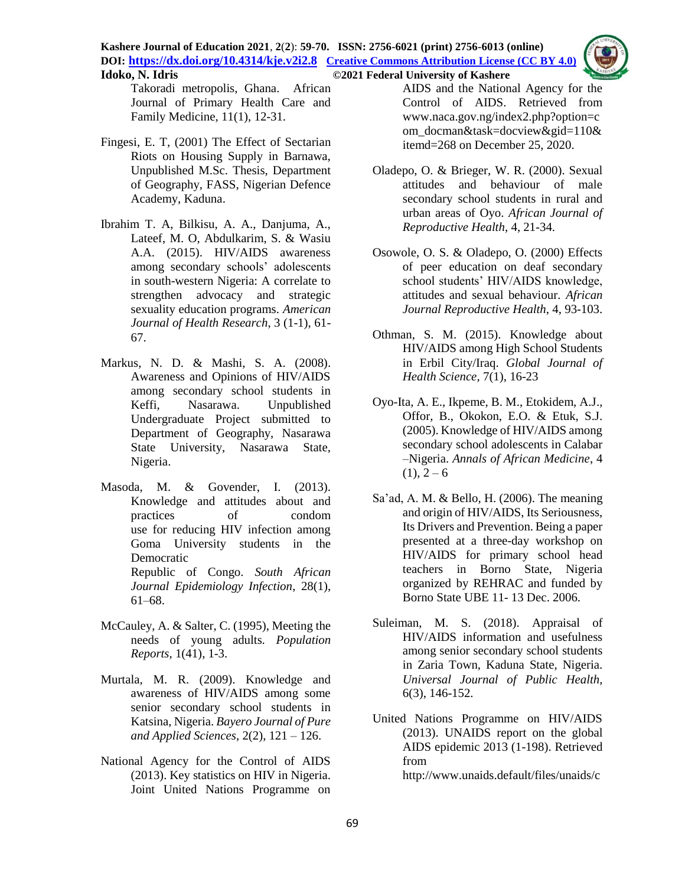Takoradi metropolis, Ghana. African Journal of Primary Health Care and Family Medicine, 11(1), 12-31.

Fingesi, E. T, (2001) The Effect of Sectarian Riots on Housing Supply in Barnawa, Unpublished M.Sc. Thesis, Department of Geography, FASS, Nigerian Defence Academy, Kaduna.

Ibrahim T. A, Bilkisu, A. A., Danjuma, A., Lateef, M. O, Abdulkarim, S. & Wasiu A.A. (2015). HIV/AIDS awareness among secondary schools' adolescents in south-western Nigeria: A correlate to strengthen advocacy and strategic sexuality education programs. *American Journal of Health Research*, 3 (1-1), 61-67.

Markus, N. D. & Mashi, S. A. (2008). Awareness and Opinions of HIV/AIDS among secondary school students in Keffi, Nasarawa. Unpublished Undergraduate Project submitted to Department of Geography, Nasarawa State University, Nasarawa State, Nigeria.

Masoda, M. & Govender, I. (2013). Knowledge and attitudes about and practices of condom use for reducing HIV infection among Goma University students in the Democratic Republic of Congo. *South African Journal Epidemiology Infection*, 28(1), 61–68.

McCauley, A. & Salter, C. (1995), Meeting the needs of young adults. *Population Reports*, 1(41), 1-3.

Murtala, M. R. (2009). Knowledge and awareness of HIV/AIDS among some senior secondary school students in Katsina, Nigeria. *Bayero Journal of Pure and Applied Sciences*, 2(2), 121 – 126.

National Agency for the Control of AIDS (2013). Key statistics on HIV in Nigeria. Joint United Nations Programme on AIDS and the National Agency for the Control of AIDS. Retrieved from www.naca.gov.ng/index2.php?option=com_docman&task=docview&gid=110&itemd=268 on December 25, 2020.

Oladepo, O. & Brieger, W. R. (2000). Sexual attitudes and behaviour of male secondary school students in rural and urban areas of Oyo. *African Journal of Reproductive Health*, 4, 21-34.

Osowole, O. S. & Oladepo, O. (2000) Effects of peer education on deaf secondary school students' HIV/AIDS knowledge, attitudes and sexual behaviour. *African Journal Reproductive Health*, 4, 93-103.

Othman, S. M. (2015). Knowledge about HIV/AIDS among High School Students in Erbil City/Iraq. *Global Journal of Health Science*, 7(1), 16-23

Oyo-Ita, A. E., Ikpeme, B. M., Etokidem, A.J., Offor, B., Okokon, E.O. & Etuk, S.J. (2005). Knowledge of HIV/AIDS among secondary school adolescents in Calabar –Nigeria. *Annals of African Medicine*, 4 (1), 2 – 6

Sa'ad, A. M. & Bello, H. (2006). The meaning and origin of HIV/AIDS, Its Seriousness, Its Drivers and Prevention. Being a paper presented at a three-day workshop on HIV/AIDS for primary school head teachers in Borno State, Nigeria organized by REHRAC and funded by Borno State UBE 11- 13 Dec. 2006.

Suleiman, M. S. (2018). Appraisal of HIV/AIDS information and usefulness among senior secondary school students in Zaria Town, Kaduna State, Nigeria. *Universal Journal of Public Health*, 6(3), 146-152.

United Nations Programme on HIV/AIDS (2013). UNAIDS report on the global AIDS epidemic 2013 (1-198). Retrieved from http://www.unaids.default/files/unaids/c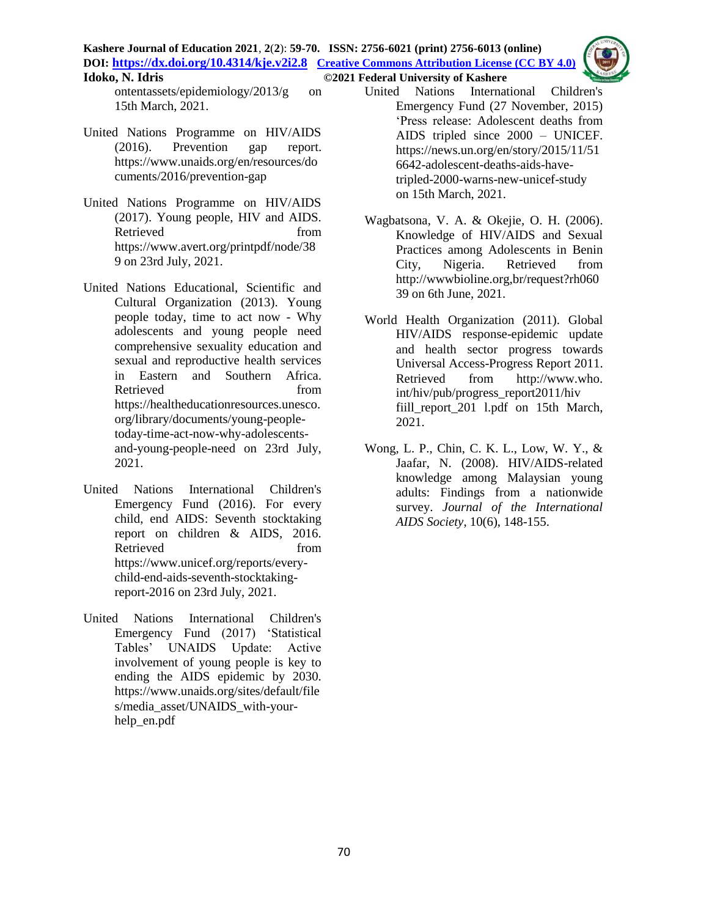ontentassets/epidemiology/2013/g on 15th March, 2021.

United Nations Programme on HIV/AIDS (2016). Prevention gap report. https://www.unaids.org/en/resources/documents/2016/prevention-gap

United Nations Programme on HIV/AIDS (2017). Young people, HIV and AIDS. Retrieved from https://www.avert.org/printpdf/node/389 on 23rd July, 2021.

United Nations Educational, Scientific and Cultural Organization (2013). Young people today, time to act now - Why adolescents and young people need comprehensive sexuality education and sexual and reproductive health services in Eastern and Southern Africa. Retrieved from https://healtheducationresources.unesco.org/library/documents/young-people-today-time-act-now-why-adolescents-and-young-people-need on 23rd July, 2021.

United Nations International Children's Emergency Fund (2016). For every child, end AIDS: Seventh stocktaking report on children & AIDS, 2016. Retrieved from https://www.unicef.org/reports/every-child-end-aids-seventh-stocktaking-report-2016 on 23rd July, 2021.

United Nations International Children's Emergency Fund (2017) 'Statistical Tables' UNAIDS Update: Active involvement of young people is key to ending the AIDS epidemic by 2030. https://www.unaids.org/sites/default/files/media_asset/UNAIDS_with-your-help_en.pdf

United Nations International Children's Emergency Fund (27 November, 2015) 'Press release: Adolescent deaths from AIDS tripled since 2000 – UNICEF. https://news.un.org/en/story/2015/11/516642-adolescent-deaths-aids-have-tripled-2000-warns-new-unicef-study on 15th March, 2021.

Wagbatsona, V. A. & Okejie, O. H. (2006). Knowledge of HIV/AIDS and Sexual Practices among Adolescents in Benin City, Nigeria. Retrieved from http://wwwbioline.org,br/request?rh06039 on 6th June, 2021.

World Health Organization (2011). Global HIV/AIDS response-epidemic update and health sector progress towards Universal Access-Progress Report 2011. Retrieved from http://www.who.int/hiv/pub/progress_report2011/hiv fiill_report_201 l.pdf on 15th March, 2021.

Wong, L. P., Chin, C. K. L., Low, W. Y., & Jaafar, N. (2008). HIV/AIDS-related knowledge among Malaysian young adults: Findings from a nationwide survey. *Journal of the International AIDS Society*, 10(6), 148-155.